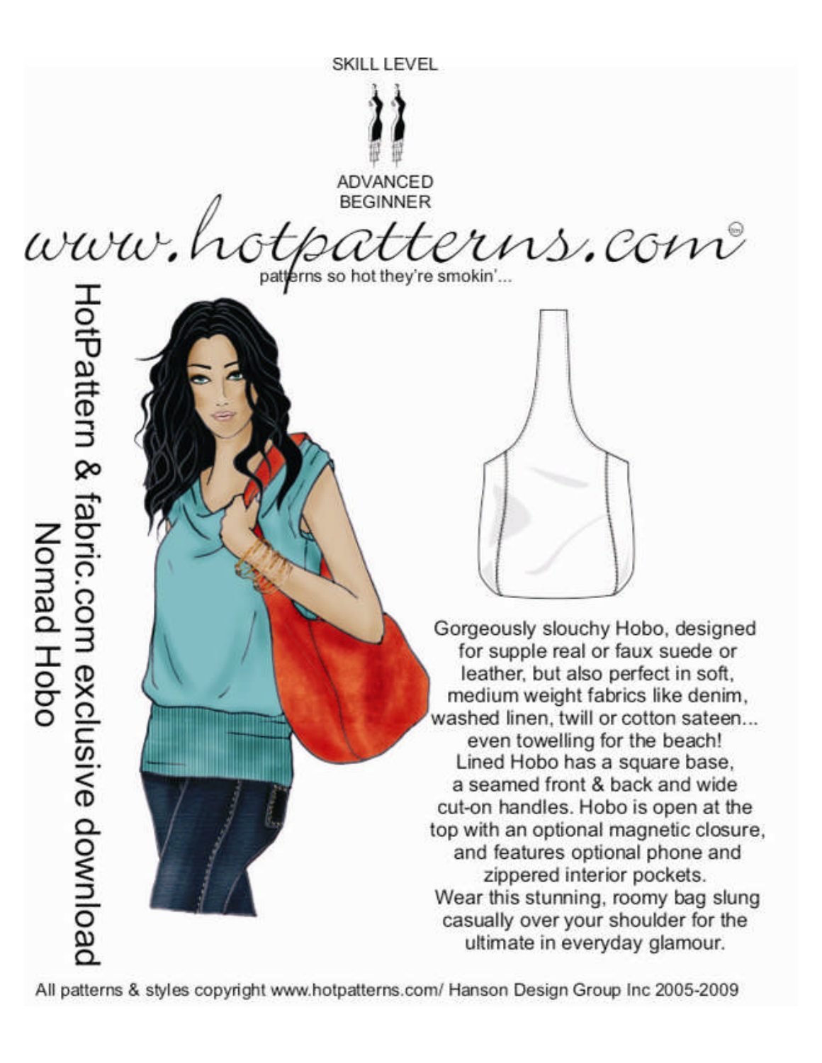SKILL LEVEL

ADVANCED BEGINNER

# www.hotpatterns.com

patterns so hot they're smokin'...

## HotPattern & fabric.com exclusive download

## Nomad Hobo

Gorgeously slouchy Hobo, designed for supple real or faux suede or leather, but also perfect in soft, medium weight fabrics like denim, washed linen, twill or cotton sateen... even towelling for the beach! Lined Hobo has a square base, a seamed front & back and wide cut-on handles. Hobo is open at the top with an optional magnetic closure, and features optional phone and zippered interior pockets. Wear this stunning, roomy bag slung casually over your shoulder for the ultimate in everyday glamour.

All patterns & styles copyright www.hotpatterns.com/ Hanson Design Group Inc 2005-2009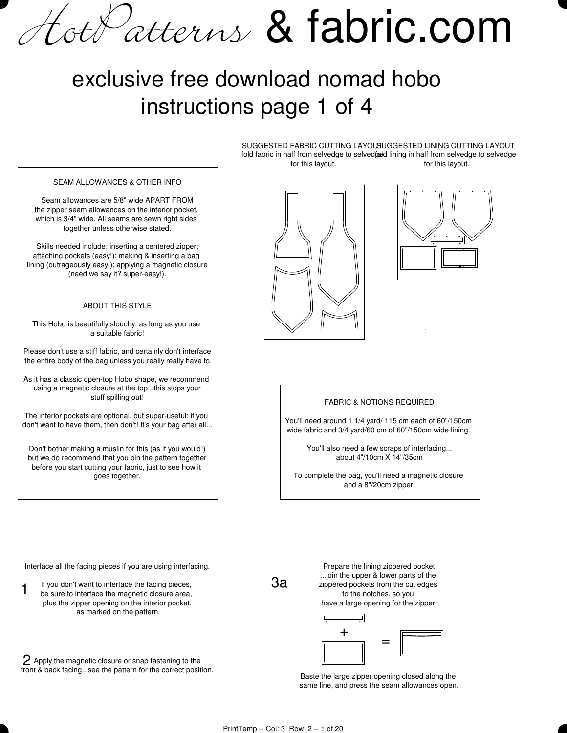# HotPatterns & fabric.com

## exclusive free download nomad hobo instructions page 1 of 4

SUGGESTED FABRIC CUTTING LAYOUT
fold fabric in half from selvedge to selvedge for this layout.

SUGGESTED LINING CUTTING LAYOUT
fold lining in half from selvedge to selvedge for this layout.

### SEAM ALLOWANCES & OTHER INFO

Seam allowances are 5/8" wide APART FROM the zipper seam allowances on the interior pocket, which is 3/4" wide. All seams are sewn right sides together unless otherwise stated.

Skills needed include: inserting a centered zipper; attaching pockets (easy!); making & inserting a bag lining (outrageously easy!); applying a magnetic closure (need we say it? super-easy!).

### ABOUT THIS STYLE

This Hobo is beautifully slouchy, as long as you use a suitable fabric!

Please don't use a stiff fabric, and certainly don't interface the entire body of the bag unless you really really have to.

As it has a classic open-top Hobo shape, we recommend using a magnetic closure at the top...this stops your stuff spilling out!

The interior pockets are optional, but super-useful; if you don't want to have them, then don't! It's your bag after all...

Don't bother making a muslin for this (as if you would!) but we do recommend that you pin the pattern together before you start cutting your fabric, just to see how it goes together.

### FABRIC & NOTIONS REQUIRED

You'll need around 1 1/4 yard/ 115 cm each of 60"/150cm wide fabric and 3/4 yard/60 cm of 60"/150cm wide lining.

You'll also need a few scraps of interfacing... about 4"/10cm X 14"/35cm

To complete the bag, you'll need a magnetic closure and a 8"/20cm zipper.

**1** Interface all the facing pieces if you are using interfacing.

If you don't want to interface the facing pieces, be sure to interface the magnetic closure area, plus the zipper opening on the interior pocket, as marked on the pattern.

**2** Apply the magnetic closure or snap fastening to the front & back facing...see the pattern for the correct position.

**3a** Prepare the lining zippered pocket ...join the upper & lower parts of the zippered pockets from the cut edges to the notches, so you have a large opening for the zipper.

Baste the large zipper opening closed along the same line, and press the seam allowances open.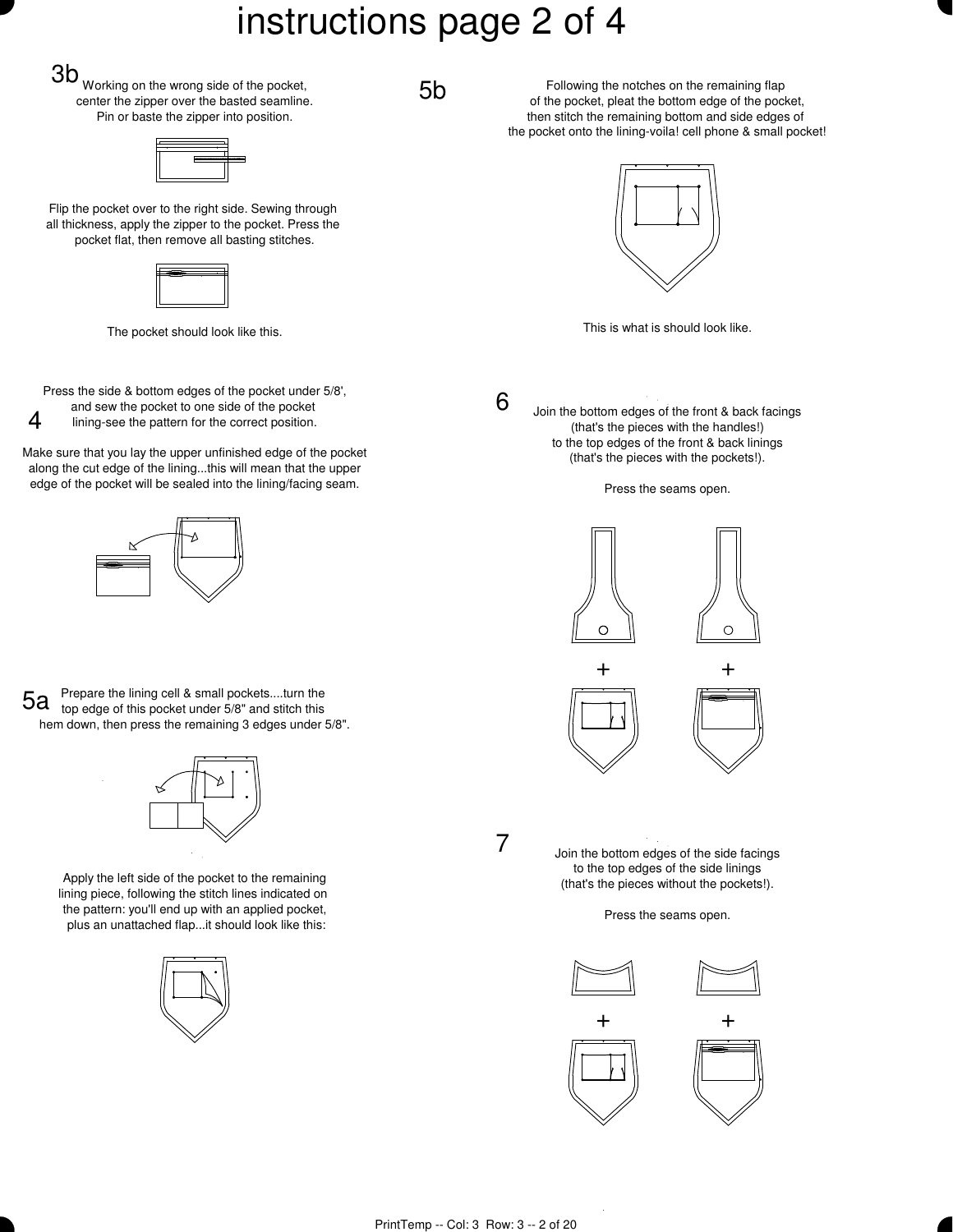# instructions page 2 of 4

## 3b

Working on the wrong side of the pocket, center the zipper over the basted seamline. Pin or baste the zipper into position.

Flip the pocket over to the right side. Sewing through all thickness, apply the zipper to the pocket. Press the pocket flat, then remove all basting stitches.

The pocket should look like this.

## 4

Press the side & bottom edges of the pocket under 5/8', and sew the pocket to one side of the pocket lining-see the pattern for the correct position.

Make sure that you lay the upper unfinished edge of the pocket along the cut edge of the lining...this will mean that the upper edge of the pocket will be sealed into the lining/facing seam.

## 5a

Prepare the lining cell & small pockets....turn the top edge of this pocket under 5/8" and stitch this hem down, then press the remaining 3 edges under 5/8".

Apply the left side of the pocket to the remaining lining piece, following the stitch lines indicated on the pattern: you'll end up with an applied pocket, plus an unattached flap...it should look like this:

## 5b

Following the notches on the remaining flap of the pocket, pleat the bottom edge of the pocket, then stitch the remaining bottom and side edges of the pocket onto the lining-voila! cell phone & small pocket!

This is what is should look like.

## 6

Join the bottom edges of the front & back facings (that's the pieces with the handles!) to the top edges of the front & back linings (that's the pieces with the pockets!).

Press the seams open.

## 7

Join the bottom edges of the side facings to the top edges of the side linings (that's the pieces without the pockets!).

Press the seams open.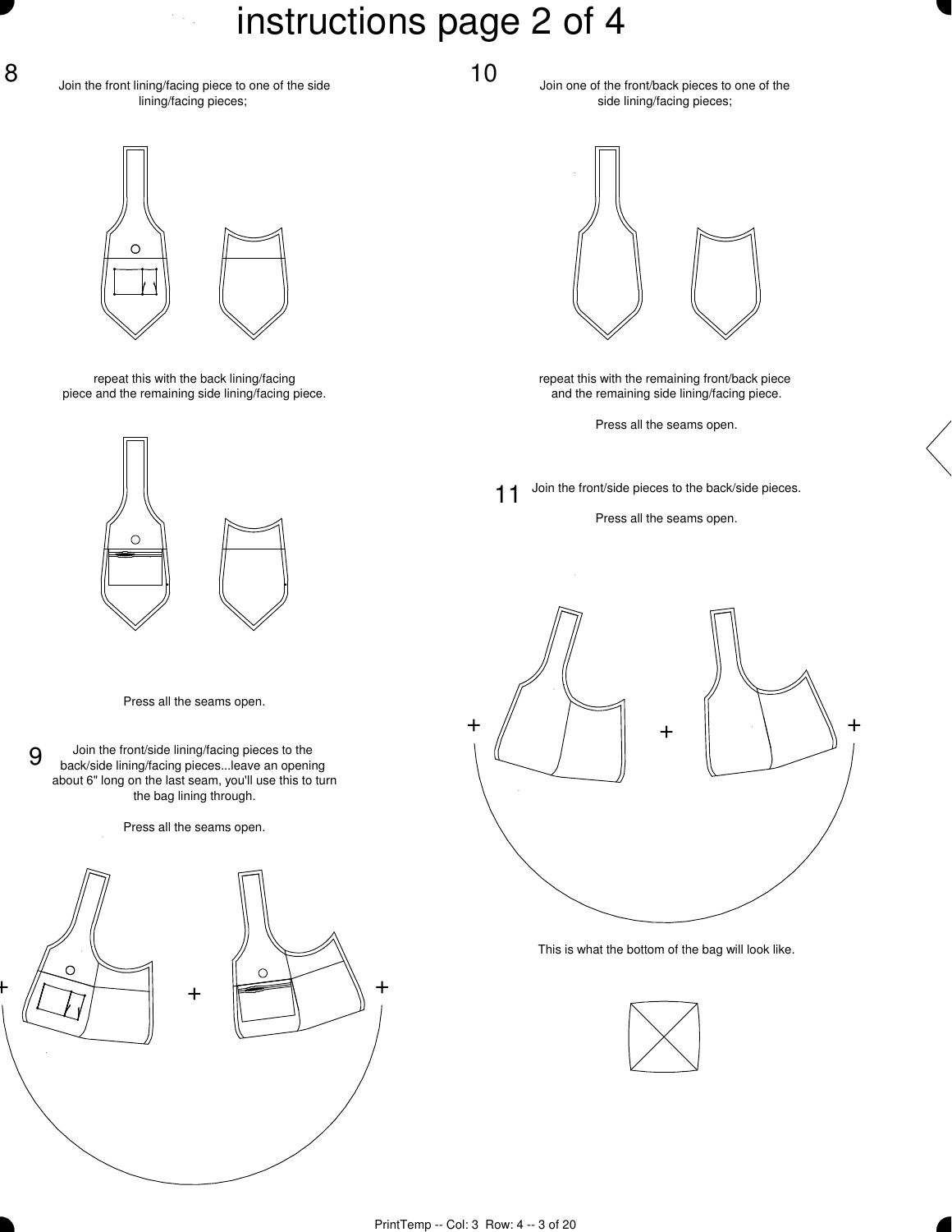# instructions page 2 of 4

**8** Join the front lining/facing piece to one of the side lining/facing pieces;

repeat this with the back lining/facing piece and the remaining side lining/facing piece.

Press all the seams open.

**9** Join the front/side lining/facing pieces to the back/side lining/facing pieces...leave an opening about 6" long on the last seam, you'll use this to turn the bag lining through.

Press all the seams open.

**10** Join one of the front/back pieces to one of the side lining/facing pieces;

repeat this with the remaining front/back piece and the remaining side lining/facing piece.

Press all the seams open.

**11** Join the front/side pieces to the back/side pieces.

Press all the seams open.

This is what the bottom of the bag will look like.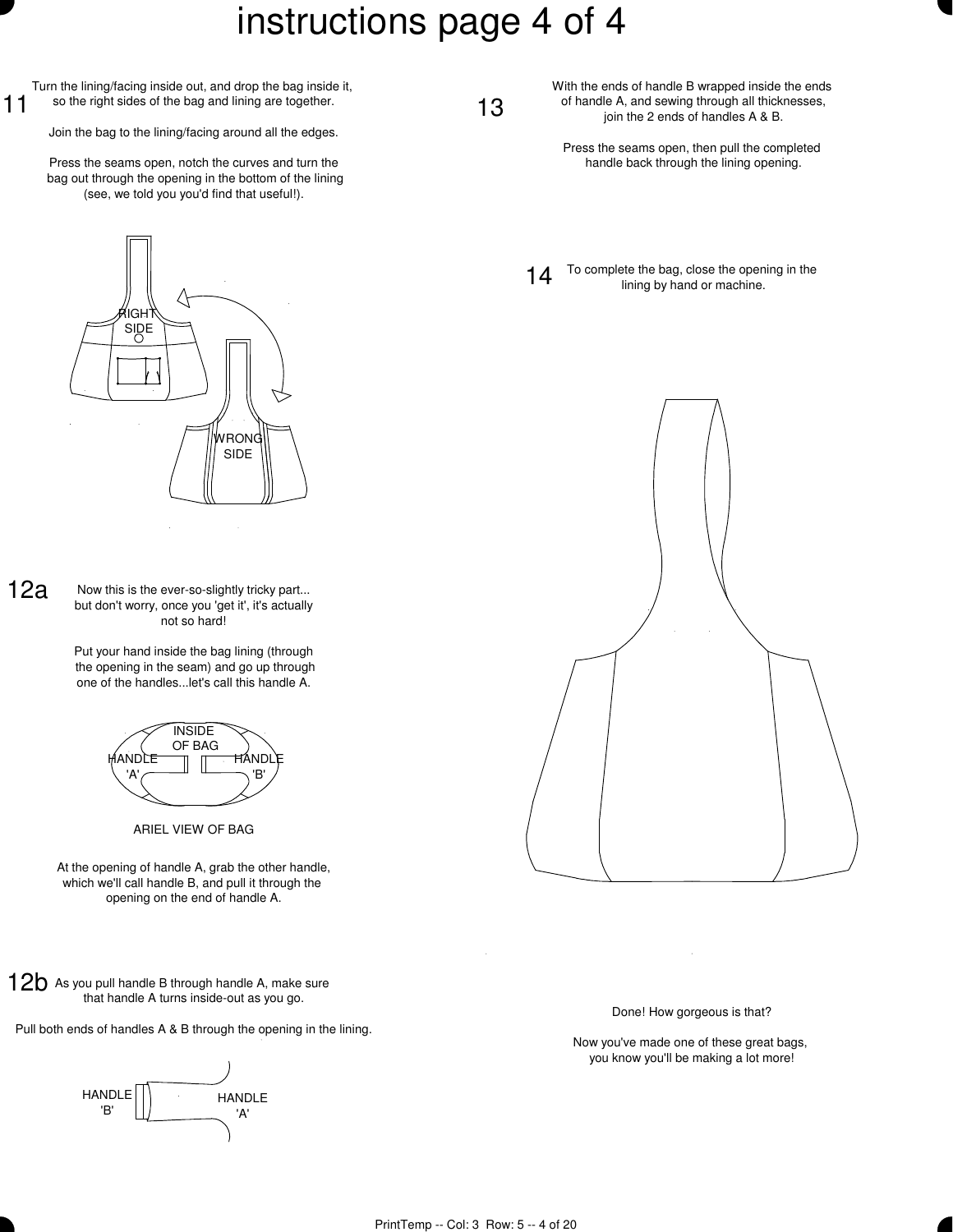# instructions page 4 of 4

**11** Turn the lining/facing inside out, and drop the bag inside it, so the right sides of the bag and lining are together.

Join the bag to the lining/facing around all the edges.

Press the seams open, notch the curves and turn the bag out through the opening in the bottom of the lining (see, we told you you'd find that useful!).

RIGHT SIDE

WRONG SIDE

**12a** Now this is the ever-so-slightly tricky part... but don't worry, once you 'get it', it's actually not so hard!

Put your hand inside the bag lining (through the opening in the seam) and go up through one of the handles...let's call this handle A.

INSIDE OF BAG

HANDLE 'A'

HANDLE 'B'

ARIEL VIEW OF BAG

At the opening of handle A, grab the other handle, which we'll call handle B, and pull it through the opening on the end of handle A.

**12b** As you pull handle B through handle A, make sure that handle A turns inside-out as you go.

Pull both ends of handles A & B through the opening in the lining.

HANDLE 'B'

HANDLE 'A'

**13** With the ends of handle B wrapped inside the ends of handle A, and sewing through all thicknesses, join the 2 ends of handles A & B.

Press the seams open, then pull the completed handle back through the lining opening.

**14** To complete the bag, close the opening in the lining by hand or machine.

Done! How gorgeous is that?

Now you've made one of these great bags, you know you'll be making a lot more!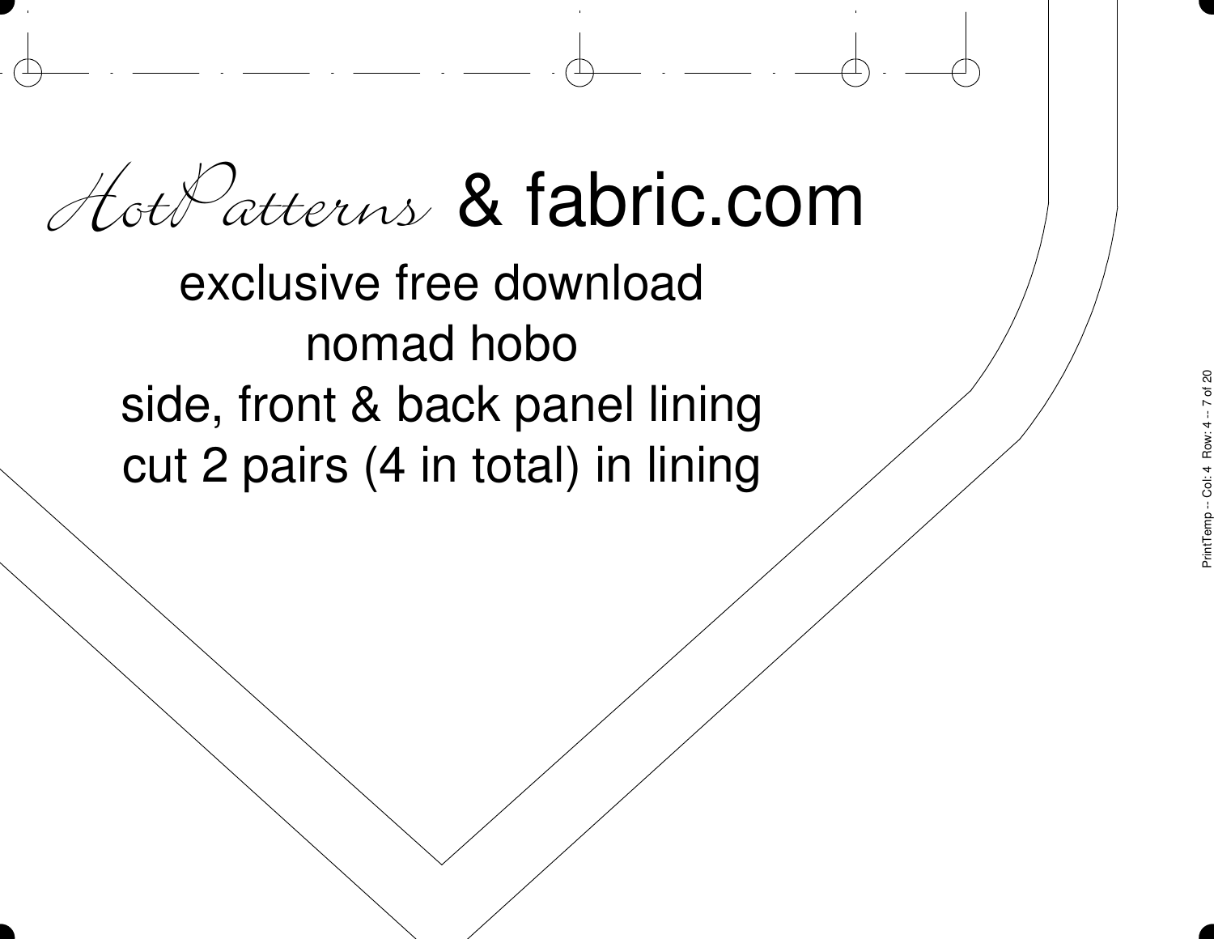# HotPatterns & fabric.com

exclusive free download

nomad hobo

side, front & back panel lining

cut 2 pairs (4 in total) in lining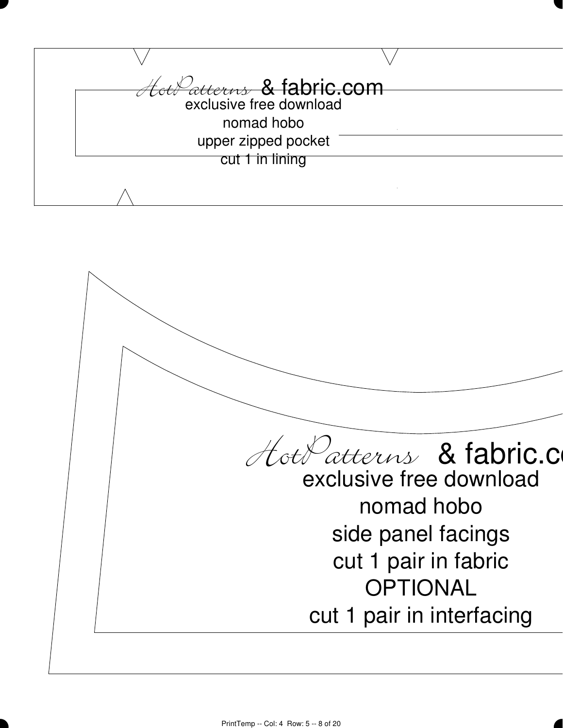HotPatterns & fabric.com
exclusive free download
nomad hobo
upper zipped pocket
cut 1 in lining

HotPatterns & fabric.co
exclusive free download
nomad hobo
side panel facings
cut 1 pair in fabric
OPTIONAL
cut 1 pair in interfacing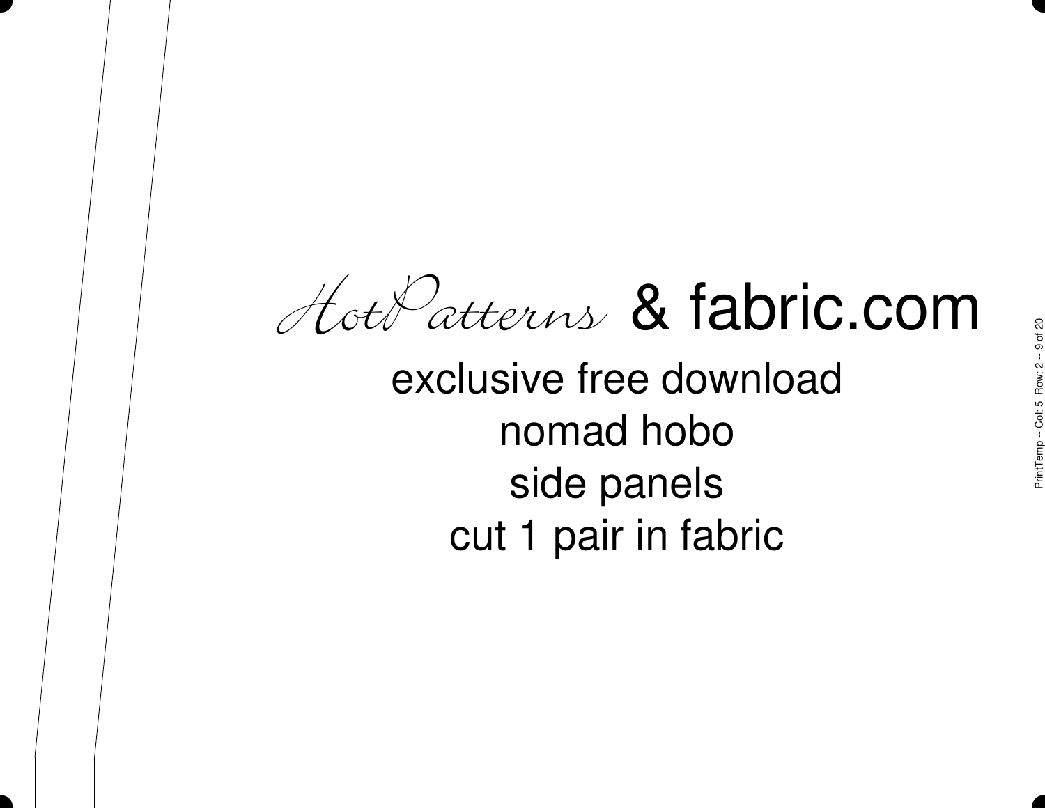HotPatterns & fabric.com

exclusive free download

nomad hobo

side panels

cut 1 pair in fabric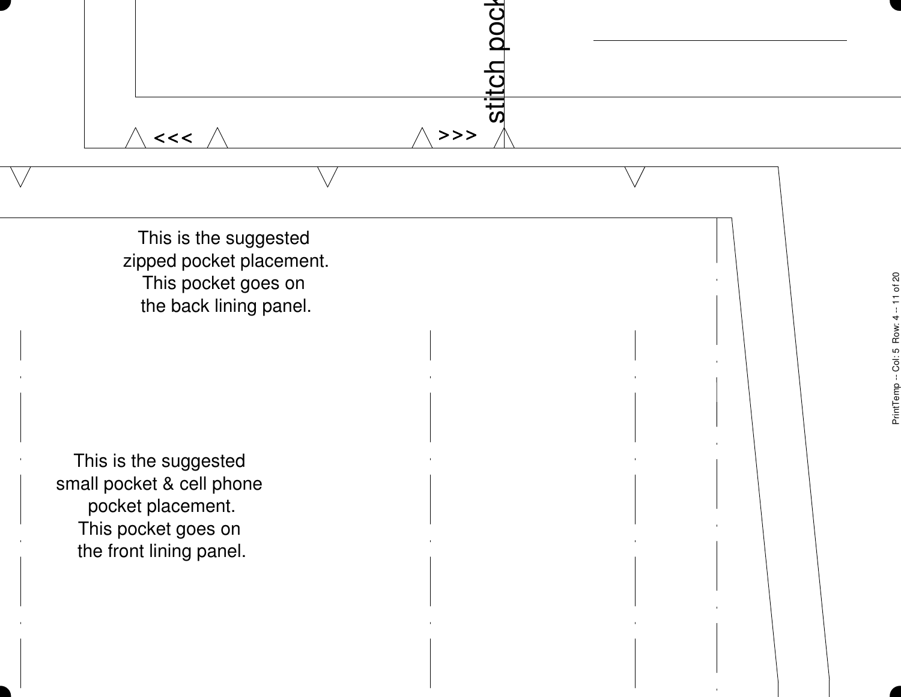stitch pock

<<< >>>

This is the suggested
zipped pocket placement.
This pocket goes on
the back lining panel.

This is the suggested
small pocket & cell phone
pocket placement.
This pocket goes on
the front lining panel.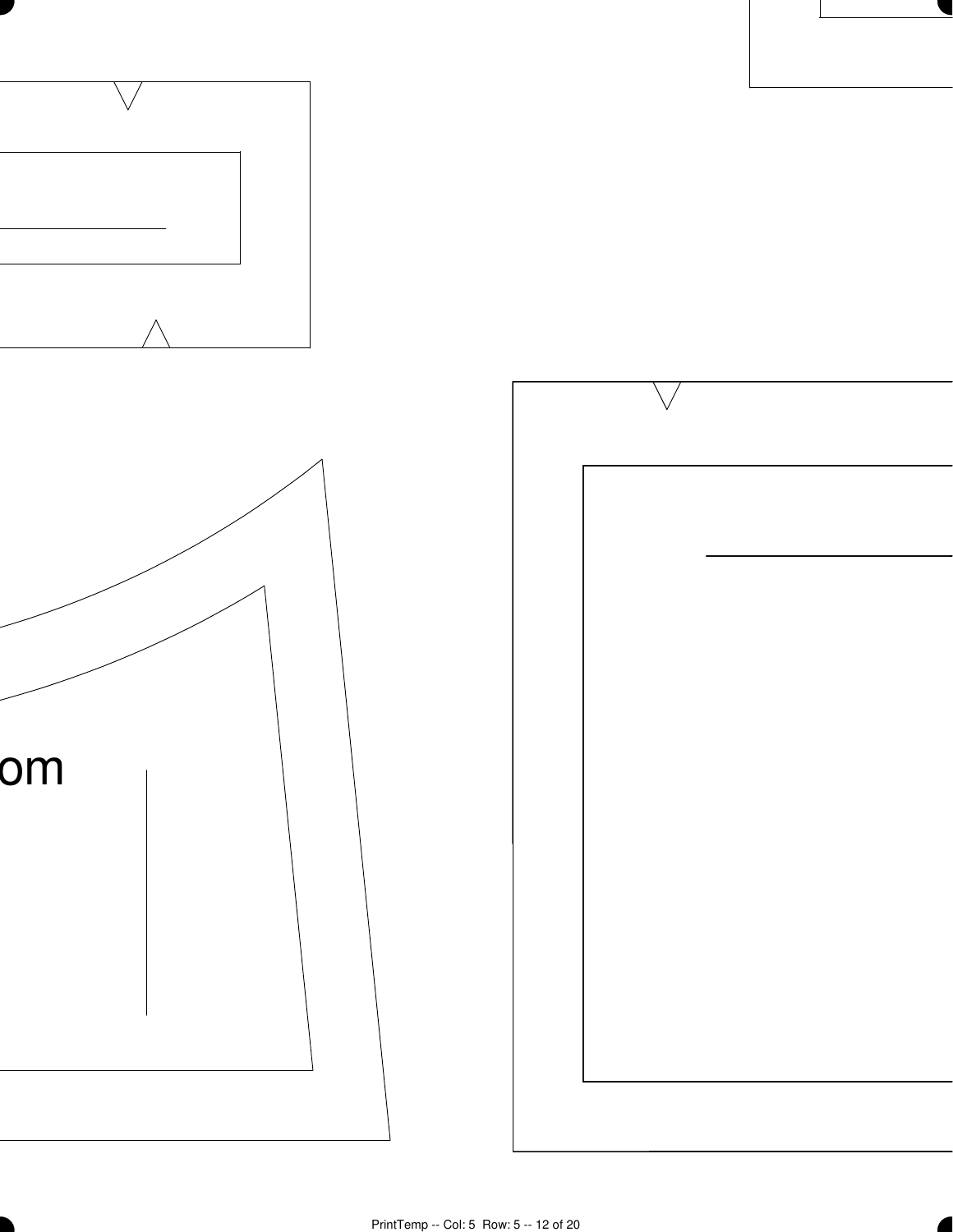om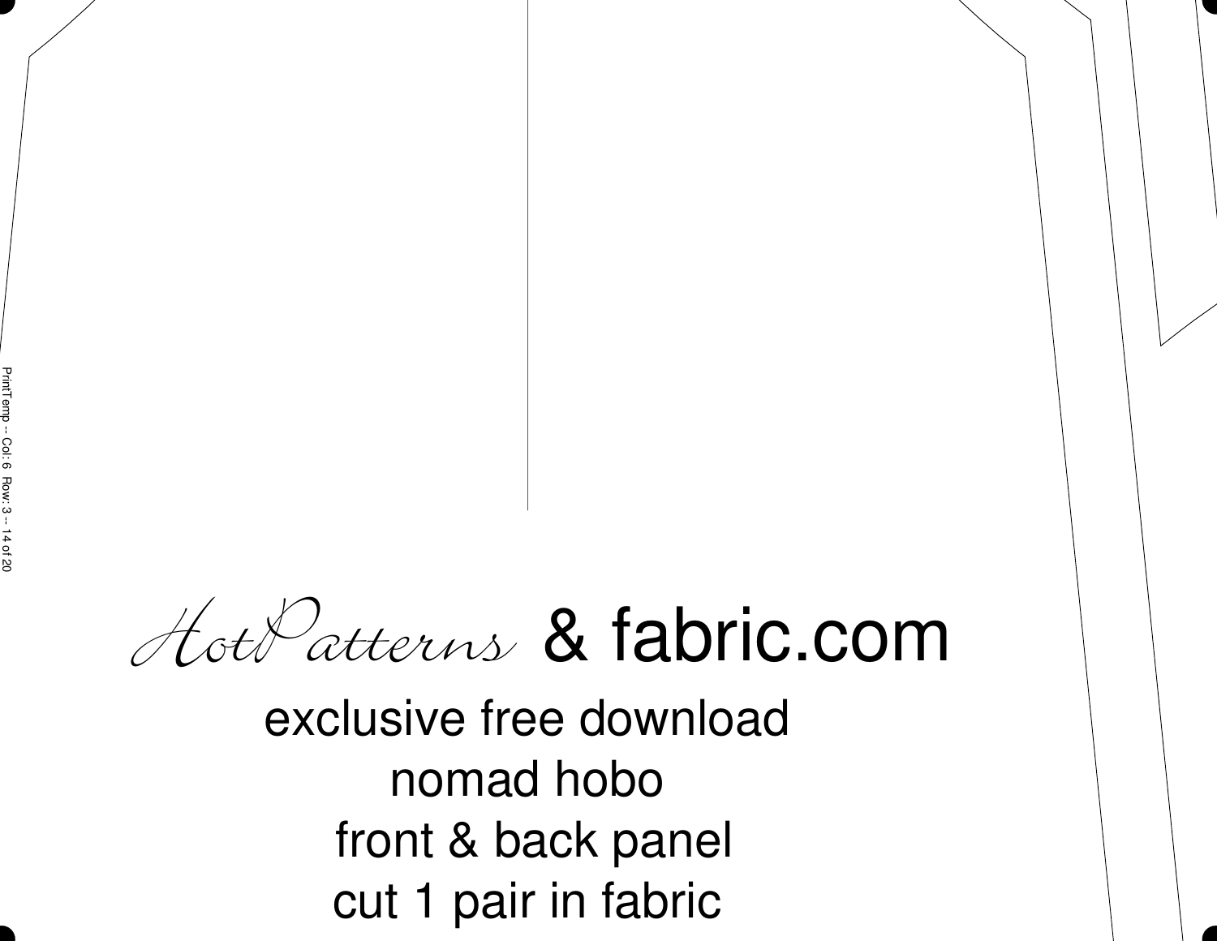HotPatterns & fabric.com

exclusive free download

nomad hobo

front & back panel

cut 1 pair in fabric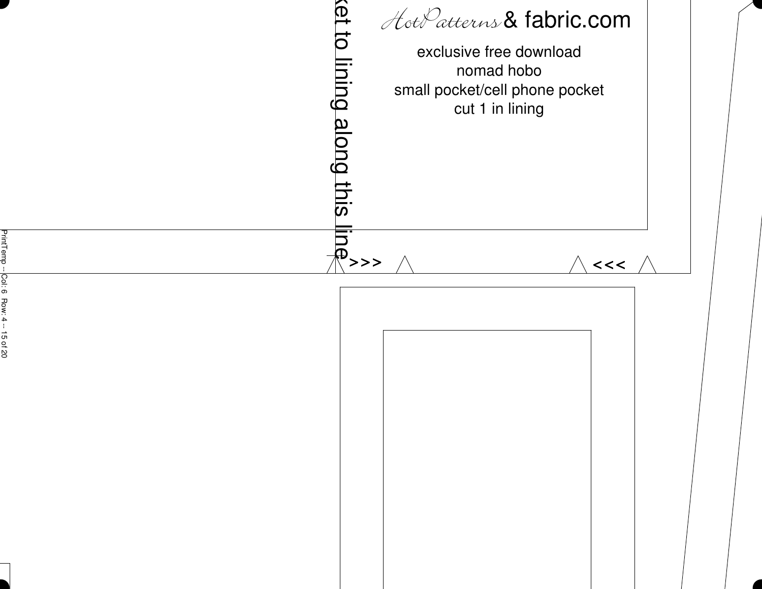HotPatterns & fabric.com

exclusive free download
nomad hobo
small pocket/cell phone pocket
cut 1 in lining

ket to lining along this line

>>> <<<

PrintTemp -- Col: 6 Row: 4 -- 15 of 20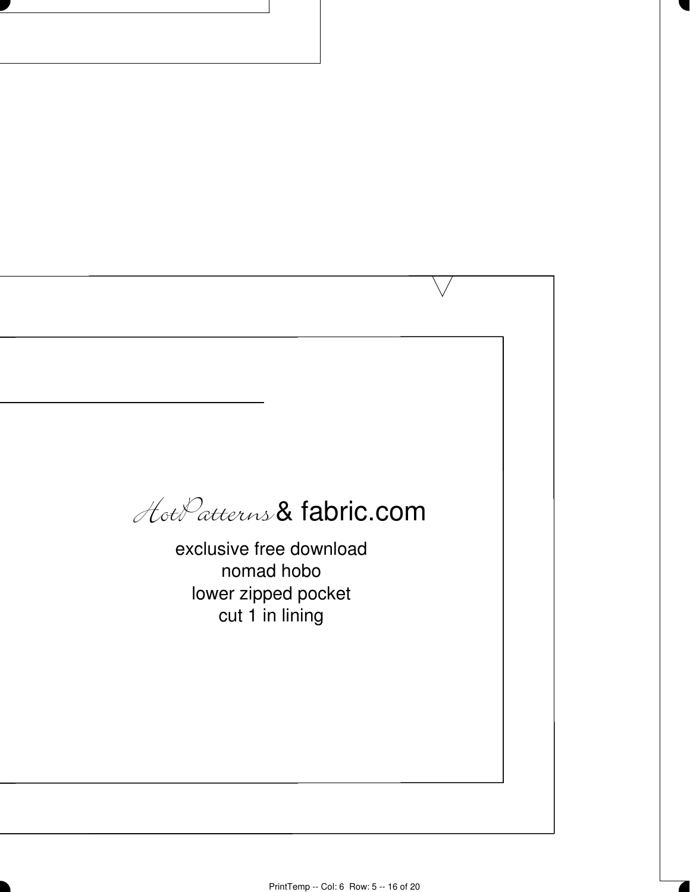*HotPatterns* & fabric.com

exclusive free download
nomad hobo
lower zipped pocket
cut 1 in lining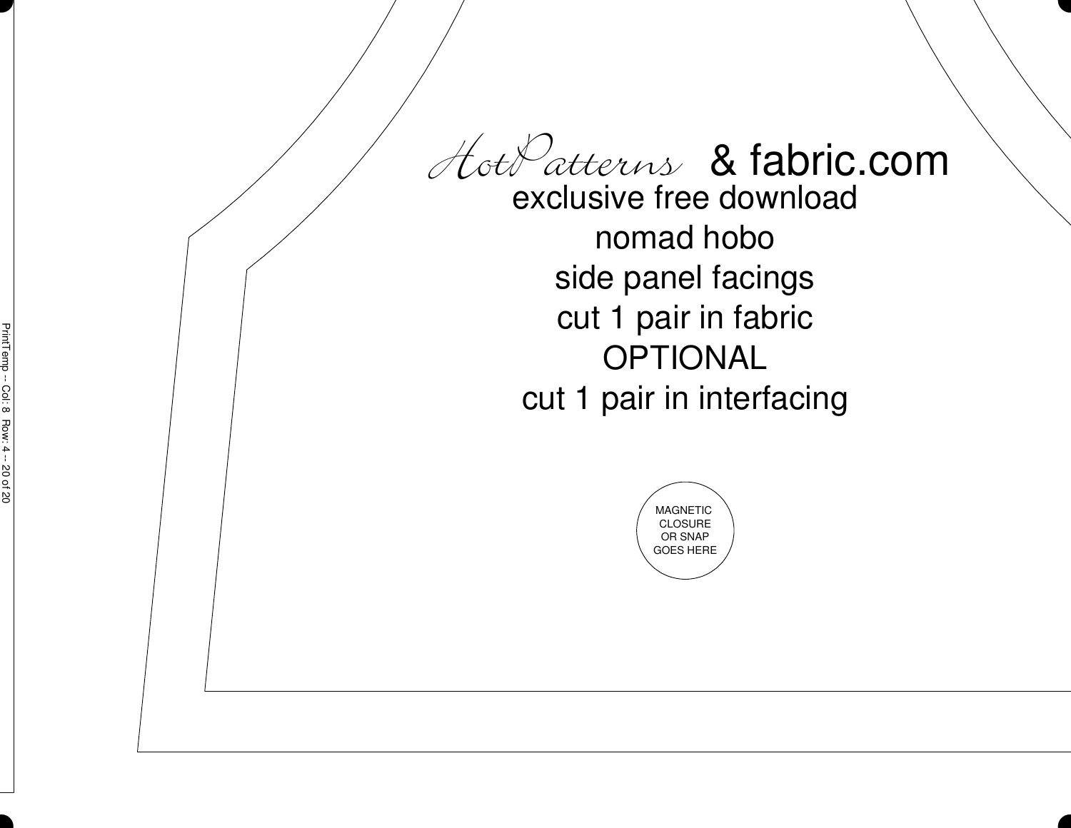HotPatterns & fabric.com

exclusive free download

nomad hobo

side panel facings

cut 1 pair in fabric

OPTIONAL

cut 1 pair in interfacing

MAGNETIC CLOSURE OR SNAP GOES HERE